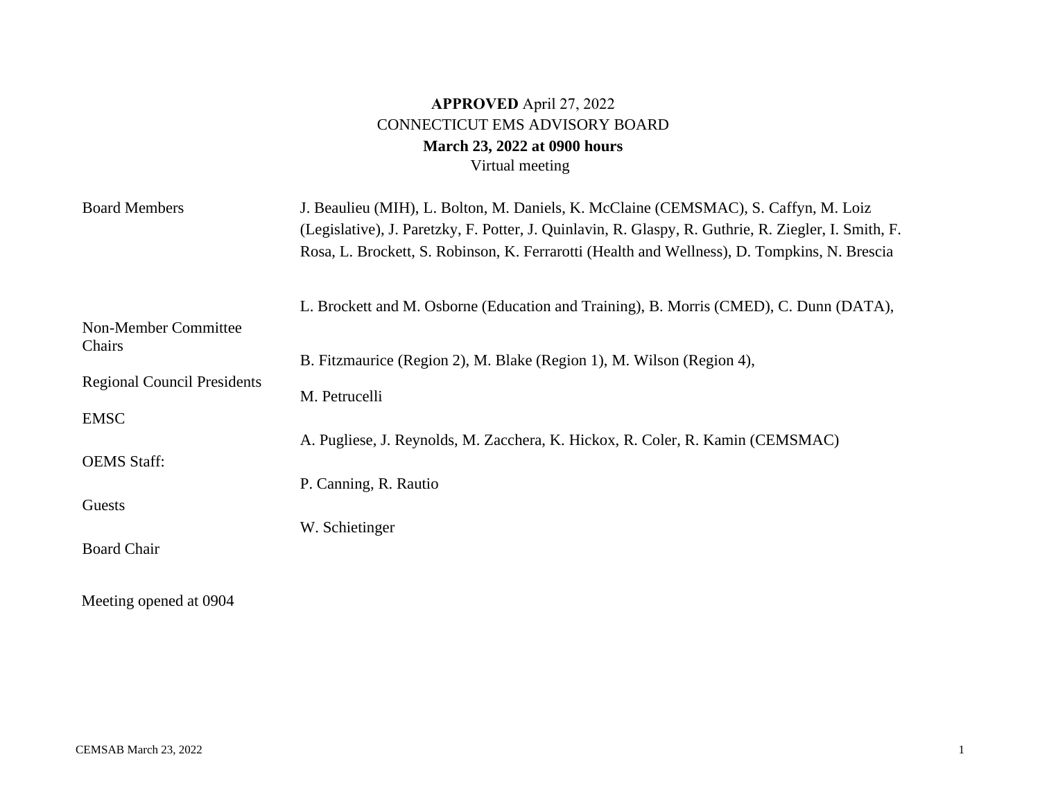**APPROVED** April 27, 2022
CONNECTICUT EMS ADVISORY BOARD
**March 23, 2022 at 0900 hours**
Virtual meeting

| | |
|---|---|
| Board Members | J. Beaulieu (MIH), L. Bolton, M. Daniels, K. McClaine (CEMSMAC), S. Caffyn, M. Loiz (Legislative), J. Paretzky, F. Potter, J. Quinlavin, R. Glaspy, R. Guthrie, R. Ziegler, I. Smith, F. Rosa, L. Brockett, S. Robinson, K. Ferrarotti (Health and Wellness), D. Tompkins, N. Brescia |
| Non-Member Committee Chairs | L. Brockett and M. Osborne (Education and Training), B. Morris (CMED), C. Dunn (DATA), |
| Regional Council Presidents | B. Fitzmaurice (Region 2), M. Blake (Region 1), M. Wilson (Region 4), |
| EMSC | M. Petrucelli |
| OEMS Staff: | A. Pugliese, J. Reynolds, M. Zacchera, K. Hickox, R. Coler, R. Kamin (CEMSMAC) |
| Guests | P. Canning, R. Rautio |
| Board Chair | W. Schietinger |

Meeting opened at 0904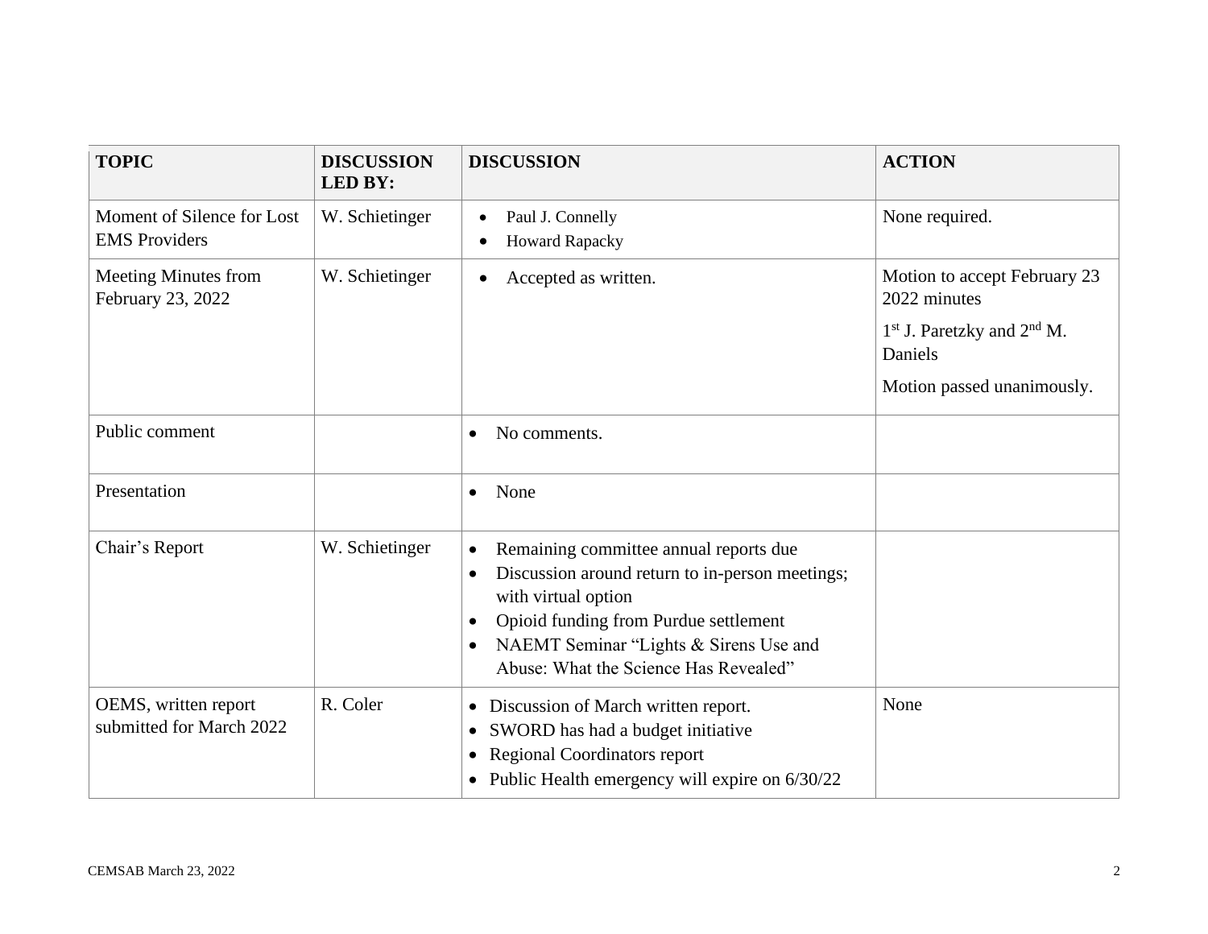| TOPIC | DISCUSSION LED BY: | DISCUSSION | ACTION |
| --- | --- | --- | --- |
| Moment of Silence for Lost EMS Providers | W. Schietinger | • Paul J. Connelly<br>• Howard Rapacky | None required. |
| Meeting Minutes from February 23, 2022 | W. Schietinger | • Accepted as written. | Motion to accept February 23 2022 minutes<br>1st J. Paretzky and 2nd M. Daniels<br>Motion passed unanimously. |
| Public comment | | • No comments. | |
| Presentation | | • None | |
| Chair's Report | W. Schietinger | • Remaining committee annual reports due<br>• Discussion around return to in-person meetings; with virtual option<br>• Opioid funding from Purdue settlement<br>• NAEMT Seminar "Lights & Sirens Use and Abuse: What the Science Has Revealed" | |
| OEMS, written report submitted for March 2022 | R. Coler | • Discussion of March written report.<br>• SWORD has had a budget initiative<br>• Regional Coordinators report<br>• Public Health emergency will expire on 6/30/22 | None |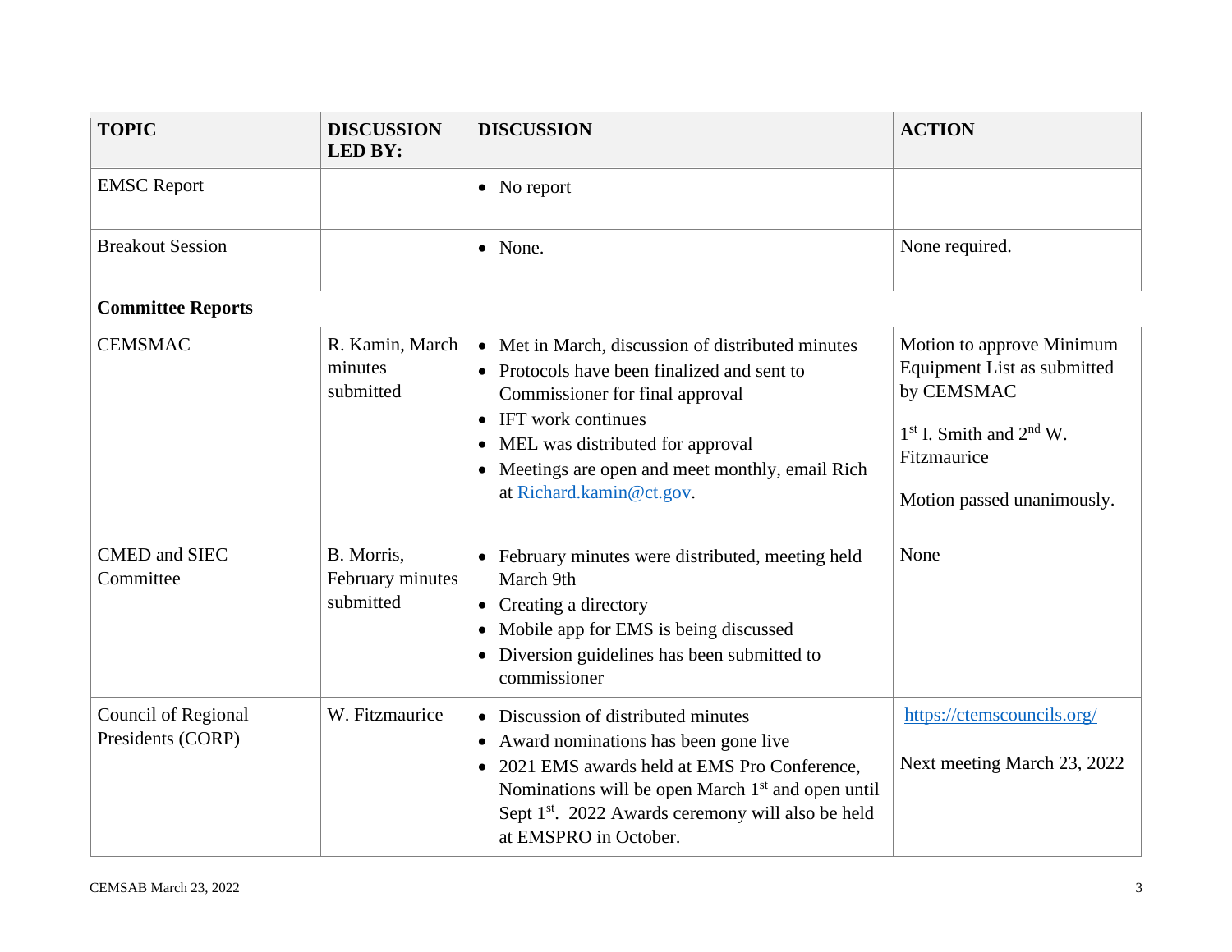| TOPIC | DISCUSSION LED BY: | DISCUSSION | ACTION |
|---|---|---|---|
| EMSC Report | | • No report | |
| Breakout Session | | • None. | None required. |
| **Committee Reports** | | | |
| CEMSMAC | R. Kamin, March minutes submitted | • Met in March, discussion of distributed minutes<br>• Protocols have been finalized and sent to Commissioner for final approval<br>• IFT work continues<br>• MEL was distributed for approval<br>• Meetings are open and meet monthly, email Rich at [Richard.kamin@ct.gov](mailto:Richard.kamin@ct.gov). | Motion to approve Minimum Equipment List as submitted by CEMSMAC<br><br>1st I. Smith and 2nd W. Fitzmaurice<br><br>Motion passed unanimously. |
| CMED and SIEC Committee | B. Morris, February minutes submitted | • February minutes were distributed, meeting held March 9th<br>• Creating a directory<br>• Mobile app for EMS is being discussed<br>• Diversion guidelines has been submitted to commissioner | None |
| Council of Regional Presidents (CORP) | W. Fitzmaurice | • Discussion of distributed minutes<br>• Award nominations has been gone live<br>• 2021 EMS awards held at EMS Pro Conference, Nominations will be open March 1st and open until Sept 1st. 2022 Awards ceremony will also be held at EMSPRO in October. | [https://ctemscouncils.org/](https://ctemscouncils.org/)<br><br>Next meeting March 23, 2022 |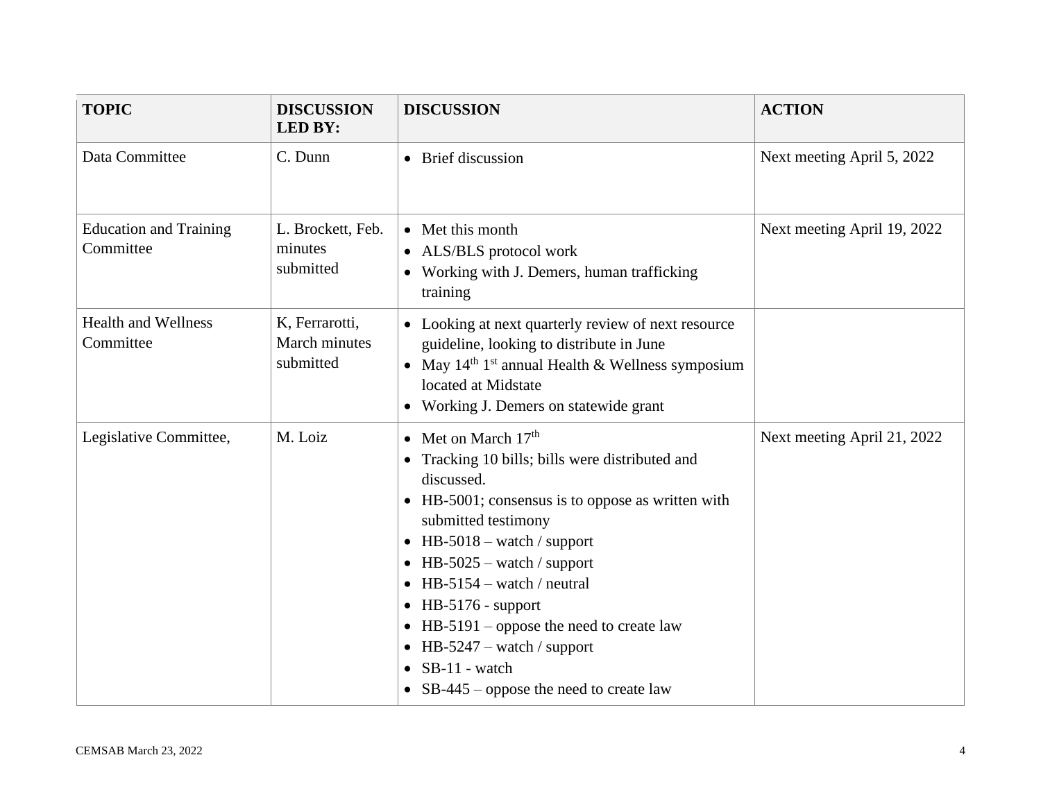| TOPIC | DISCUSSION LED BY: | DISCUSSION | ACTION |
|---|---|---|---|
| Data Committee | C. Dunn | • Brief discussion | Next meeting April 5, 2022 |
| Education and Training Committee | L. Brockett, Feb. minutes submitted | • Met this month<br>• ALS/BLS protocol work<br>• Working with J. Demers, human trafficking training | Next meeting April 19, 2022 |
| Health and Wellness Committee | K, Ferrarotti, March minutes submitted | • Looking at next quarterly review of next resource guideline, looking to distribute in June<br>• May 14th 1st annual Health & Wellness symposium located at Midstate<br>• Working J. Demers on statewide grant | |
| Legislative Committee, | M. Loiz | • Met on March 17th<br>• Tracking 10 bills; bills were distributed and discussed.<br>• HB-5001; consensus is to oppose as written with submitted testimony<br>• HB-5018 – watch / support<br>• HB-5025 – watch / support<br>• HB-5154 – watch / neutral<br>• HB-5176 - support<br>• HB-5191 – oppose the need to create law<br>• HB-5247 – watch / support<br>• SB-11 - watch<br>• SB-445 – oppose the need to create law | Next meeting April 21, 2022 |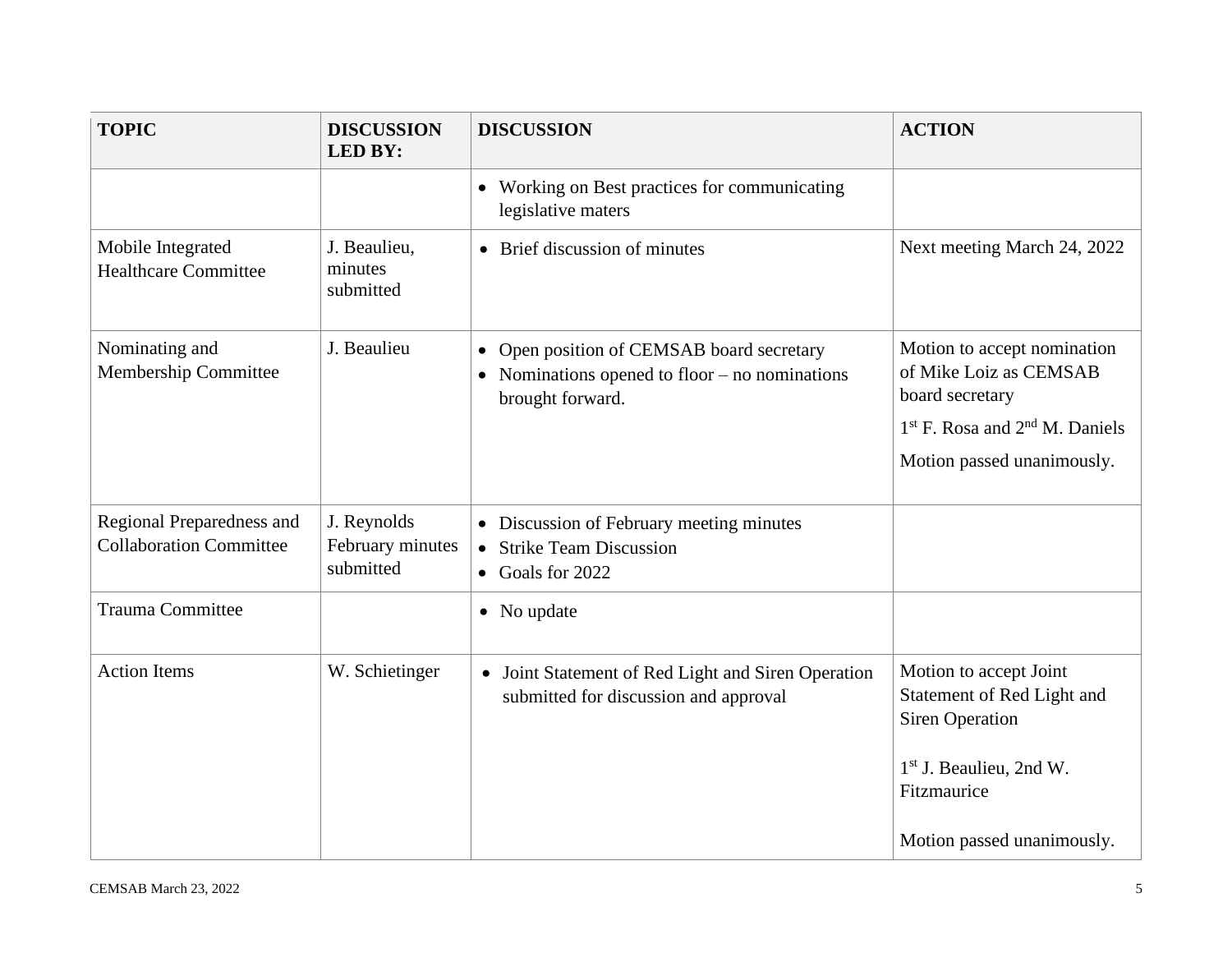| TOPIC | DISCUSSION LED BY: | DISCUSSION | ACTION |
|---|---|---|---|
| | | • Working on Best practices for communicating legislative maters | |
| Mobile Integrated Healthcare Committee | J. Beaulieu, minutes submitted | • Brief discussion of minutes | Next meeting March 24, 2022 |
| Nominating and Membership Committee | J. Beaulieu | • Open position of CEMSAB board secretary<br>• Nominations opened to floor – no nominations brought forward. | Motion to accept nomination of Mike Loiz as CEMSAB board secretary<br><br>1st F. Rosa and 2nd M. Daniels<br><br>Motion passed unanimously. |
| Regional Preparedness and Collaboration Committee | J. Reynolds February minutes submitted | • Discussion of February meeting minutes<br>• Strike Team Discussion<br>• Goals for 2022 | |
| Trauma Committee | | • No update | |
| Action Items | W. Schietinger | • Joint Statement of Red Light and Siren Operation submitted for discussion and approval | Motion to accept Joint Statement of Red Light and Siren Operation<br><br>1st J. Beaulieu, 2nd W. Fitzmaurice<br><br>Motion passed unanimously. |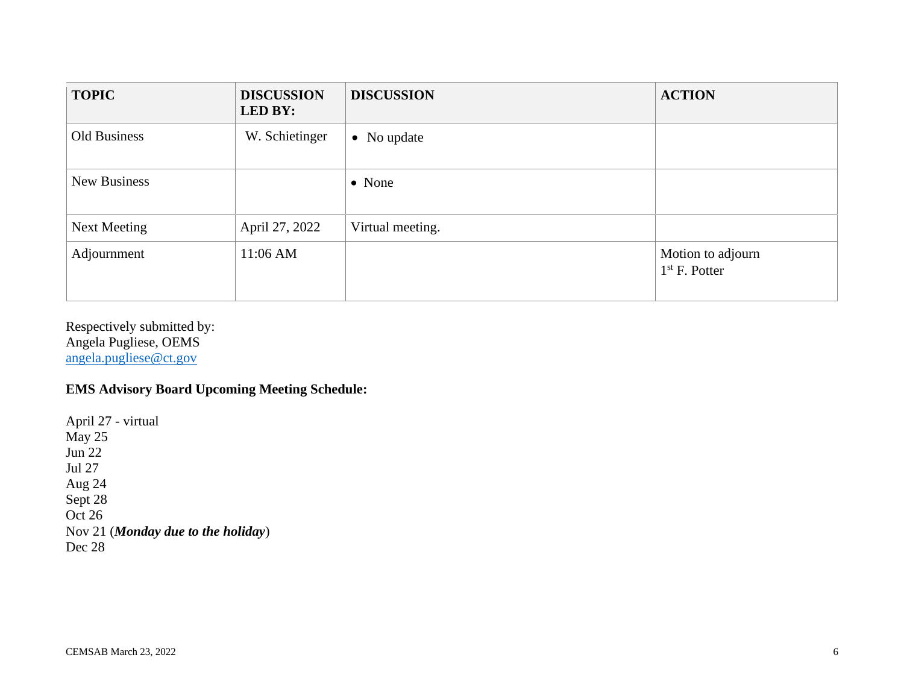| TOPIC | DISCUSSION LED BY: | DISCUSSION | ACTION |
|---|---|---|---|
| Old Business | W. Schietinger | • No update | |
| New Business | | • None | |
| Next Meeting | April 27, 2022 | Virtual meeting. | |
| Adjournment | 11:06 AM | | Motion to adjourn<br>1st F. Potter |

Respectively submitted by:
Angela Pugliese, OEMS
angela.pugliese@ct.gov

**EMS Advisory Board Upcoming Meeting Schedule:**

April 27 - virtual
May 25
Jun 22
Jul 27
Aug 24
Sept 28
Oct 26
Nov 21 (***Monday due to the holiday***)
Dec 28